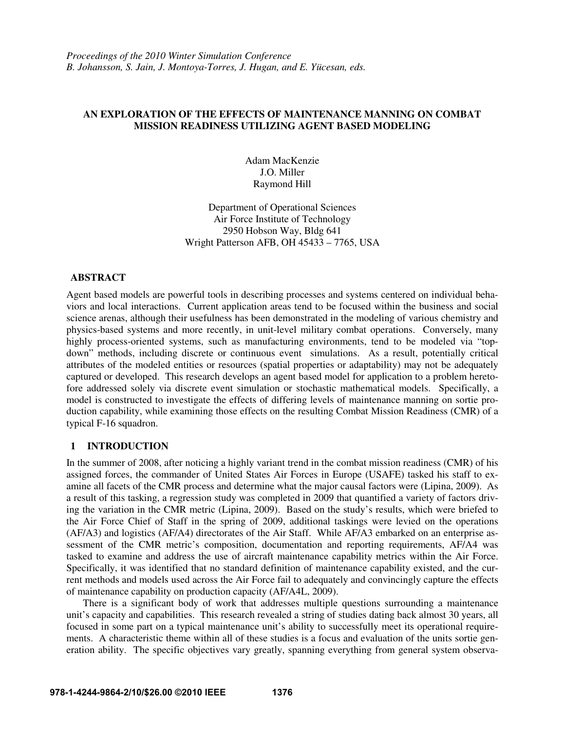*Proceedings of the 2010 Winter Simulation Conference*
*B. Johansson, S. Jain, J. Montoya-Torres, J. Hugan, and E. Yücesan, eds.*

# AN EXPLORATION OF THE EFFECTS OF MAINTENANCE MANNING ON COMBAT MISSION READINESS UTILIZING AGENT BASED MODELING

Adam MacKenzie
J.O. Miller
Raymond Hill

Department of Operational Sciences
Air Force Institute of Technology
2950 Hobson Way, Bldg 641
Wright Patterson AFB, OH 45433 – 7765, USA

## ABSTRACT

Agent based models are powerful tools in describing processes and systems centered on individual behaviors and local interactions. Current application areas tend to be focused within the business and social science arenas, although their usefulness has been demonstrated in the modeling of various chemistry and physics-based systems and more recently, in unit-level military combat operations. Conversely, many highly process-oriented systems, such as manufacturing environments, tend to be modeled via "top-down" methods, including discrete or continuous event simulations. As a result, potentially critical attributes of the modeled entities or resources (spatial properties or adaptability) may not be adequately captured or developed. This research develops an agent based model for application to a problem heretofore addressed solely via discrete event simulation or stochastic mathematical models. Specifically, a model is constructed to investigate the effects of differing levels of maintenance manning on sortie production capability, while examining those effects on the resulting Combat Mission Readiness (CMR) of a typical F-16 squadron.

## 1 INTRODUCTION

In the summer of 2008, after noticing a highly variant trend in the combat mission readiness (CMR) of his assigned forces, the commander of United States Air Forces in Europe (USAFE) tasked his staff to examine all facets of the CMR process and determine what the major causal factors were (Lipina, 2009). As a result of this tasking, a regression study was completed in 2009 that quantified a variety of factors driving the variation in the CMR metric (Lipina, 2009). Based on the study's results, which were briefed to the Air Force Chief of Staff in the spring of 2009, additional taskings were levied on the operations (AF/A3) and logistics (AF/A4) directorates of the Air Staff. While AF/A3 embarked on an enterprise assessment of the CMR metric's composition, documentation and reporting requirements, AF/A4 was tasked to examine and address the use of aircraft maintenance capability metrics within the Air Force. Specifically, it was identified that no standard definition of maintenance capability existed, and the current methods and models used across the Air Force fail to adequately and convincingly capture the effects of maintenance capability on production capacity (AF/A4L, 2009).

There is a significant body of work that addresses multiple questions surrounding a maintenance unit's capacity and capabilities. This research revealed a string of studies dating back almost 30 years, all focused in some part on a typical maintenance unit's ability to successfully meet its operational requirements. A characteristic theme within all of these studies is a focus and evaluation of the units sortie generation ability. The specific objectives vary greatly, spanning everything from general system observa-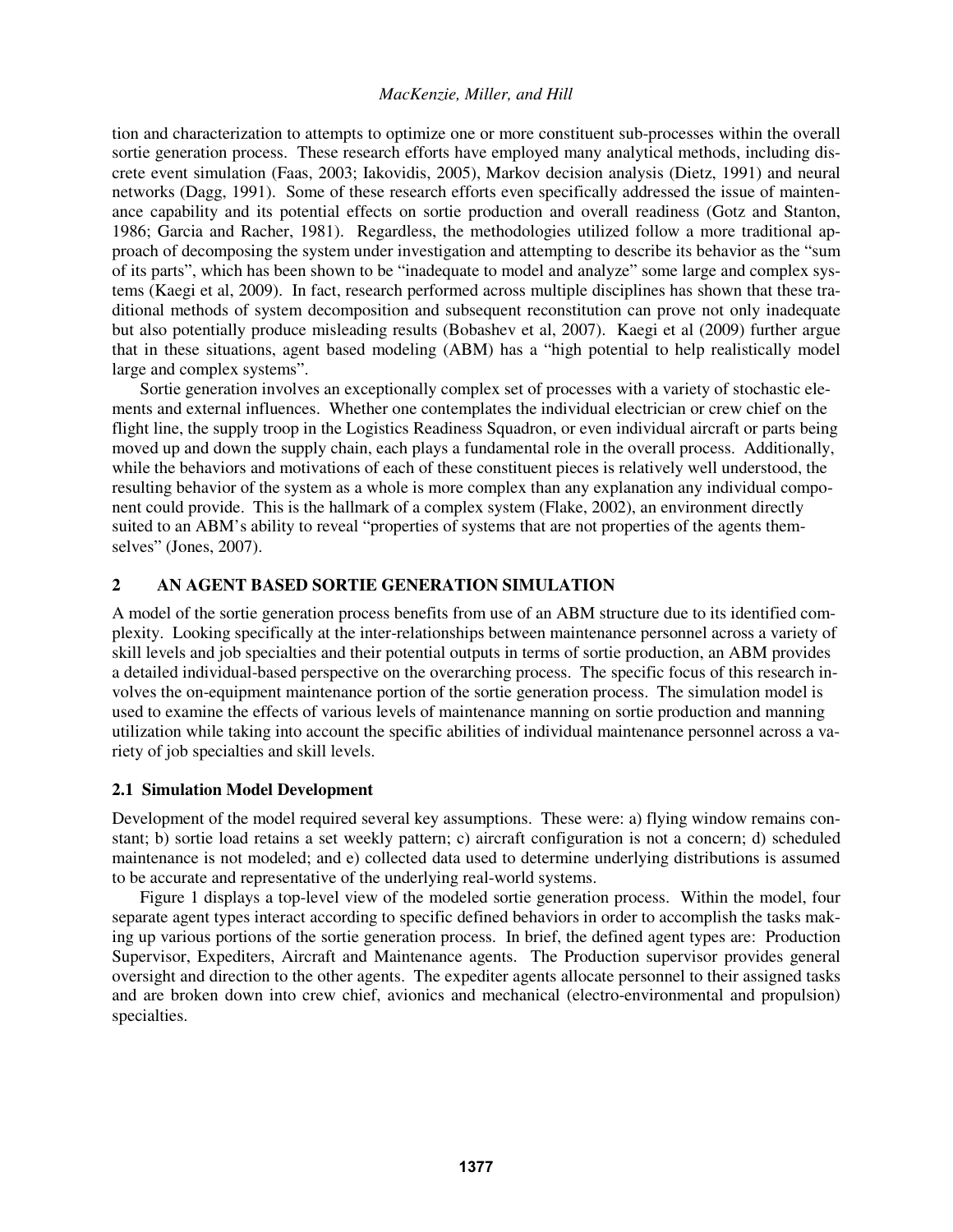tion and characterization to attempts to optimize one or more constituent sub-processes within the overall sortie generation process. These research efforts have employed many analytical methods, including discrete event simulation (Faas, 2003; Iakovidis, 2005), Markov decision analysis (Dietz, 1991) and neural networks (Dagg, 1991). Some of these research efforts even specifically addressed the issue of maintenance capability and its potential effects on sortie production and overall readiness (Gotz and Stanton, 1986; Garcia and Racher, 1981). Regardless, the methodologies utilized follow a more traditional approach of decomposing the system under investigation and attempting to describe its behavior as the "sum of its parts", which has been shown to be "inadequate to model and analyze" some large and complex systems (Kaegi et al, 2009). In fact, research performed across multiple disciplines has shown that these traditional methods of system decomposition and subsequent reconstitution can prove not only inadequate but also potentially produce misleading results (Bobashev et al, 2007). Kaegi et al (2009) further argue that in these situations, agent based modeling (ABM) has a "high potential to help realistically model large and complex systems".

Sortie generation involves an exceptionally complex set of processes with a variety of stochastic elements and external influences. Whether one contemplates the individual electrician or crew chief on the flight line, the supply troop in the Logistics Readiness Squadron, or even individual aircraft or parts being moved up and down the supply chain, each plays a fundamental role in the overall process. Additionally, while the behaviors and motivations of each of these constituent pieces is relatively well understood, the resulting behavior of the system as a whole is more complex than any explanation any individual component could provide. This is the hallmark of a complex system (Flake, 2002), an environment directly suited to an ABM's ability to reveal "properties of systems that are not properties of the agents themselves" (Jones, 2007).

## 2 AN AGENT BASED SORTIE GENERATION SIMULATION

A model of the sortie generation process benefits from use of an ABM structure due to its identified complexity. Looking specifically at the inter-relationships between maintenance personnel across a variety of skill levels and job specialties and their potential outputs in terms of sortie production, an ABM provides a detailed individual-based perspective on the overarching process. The specific focus of this research involves the on-equipment maintenance portion of the sortie generation process. The simulation model is used to examine the effects of various levels of maintenance manning on sortie production and manning utilization while taking into account the specific abilities of individual maintenance personnel across a variety of job specialties and skill levels.

### 2.1 Simulation Model Development

Development of the model required several key assumptions. These were: a) flying window remains constant; b) sortie load retains a set weekly pattern; c) aircraft configuration is not a concern; d) scheduled maintenance is not modeled; and e) collected data used to determine underlying distributions is assumed to be accurate and representative of the underlying real-world systems.

Figure 1 displays a top-level view of the modeled sortie generation process. Within the model, four separate agent types interact according to specific defined behaviors in order to accomplish the tasks making up various portions of the sortie generation process. In brief, the defined agent types are: Production Supervisor, Expediters, Aircraft and Maintenance agents. The Production supervisor provides general oversight and direction to the other agents. The expediter agents allocate personnel to their assigned tasks and are broken down into crew chief, avionics and mechanical (electro-environmental and propulsion) specialties.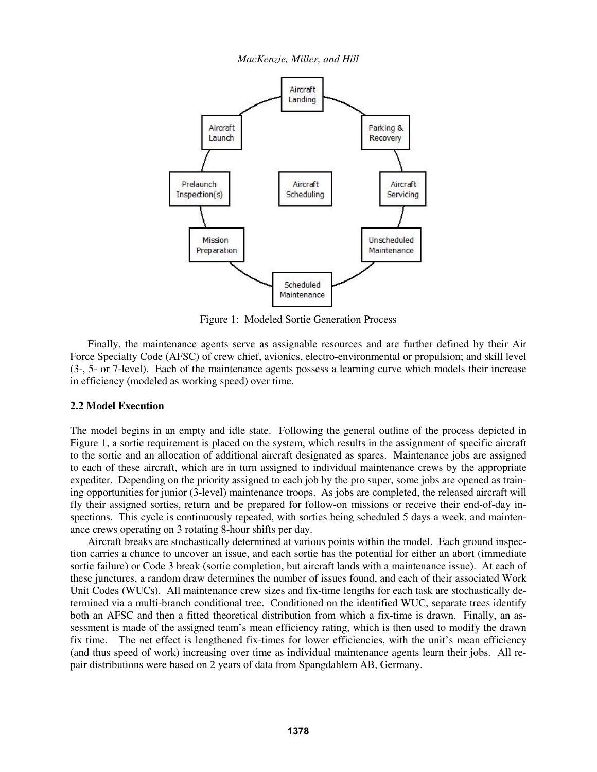Figure 1: Modeled Sortie Generation Process

Finally, the maintenance agents serve as assignable resources and are further defined by their Air Force Specialty Code (AFSC) of crew chief, avionics, electro-environmental or propulsion; and skill level (3-, 5- or 7-level). Each of the maintenance agents possess a learning curve which models their increase in efficiency (modeled as working speed) over time.

## 2.2 Model Execution

The model begins in an empty and idle state. Following the general outline of the process depicted in Figure 1, a sortie requirement is placed on the system, which results in the assignment of specific aircraft to the sortie and an allocation of additional aircraft designated as spares. Maintenance jobs are assigned to each of these aircraft, which are in turn assigned to individual maintenance crews by the appropriate expediter. Depending on the priority assigned to each job by the pro super, some jobs are opened as training opportunities for junior (3-level) maintenance troops. As jobs are completed, the released aircraft will fly their assigned sorties, return and be prepared for follow-on missions or receive their end-of-day inspections. This cycle is continuously repeated, with sorties being scheduled 5 days a week, and maintenance crews operating on 3 rotating 8-hour shifts per day.

Aircraft breaks are stochastically determined at various points within the model. Each ground inspection carries a chance to uncover an issue, and each sortie has the potential for either an abort (immediate sortie failure) or Code 3 break (sortie completion, but aircraft lands with a maintenance issue). At each of these junctures, a random draw determines the number of issues found, and each of their associated Work Unit Codes (WUCs). All maintenance crew sizes and fix-time lengths for each task are stochastically determined via a multi-branch conditional tree. Conditioned on the identified WUC, separate trees identify both an AFSC and then a fitted theoretical distribution from which a fix-time is drawn. Finally, an assessment is made of the assigned team's mean efficiency rating, which is then used to modify the drawn fix time. The net effect is lengthened fix-times for lower efficiencies, with the unit's mean efficiency (and thus speed of work) increasing over time as individual maintenance agents learn their jobs. All repair distributions were based on 2 years of data from Spangdahlem AB, Germany.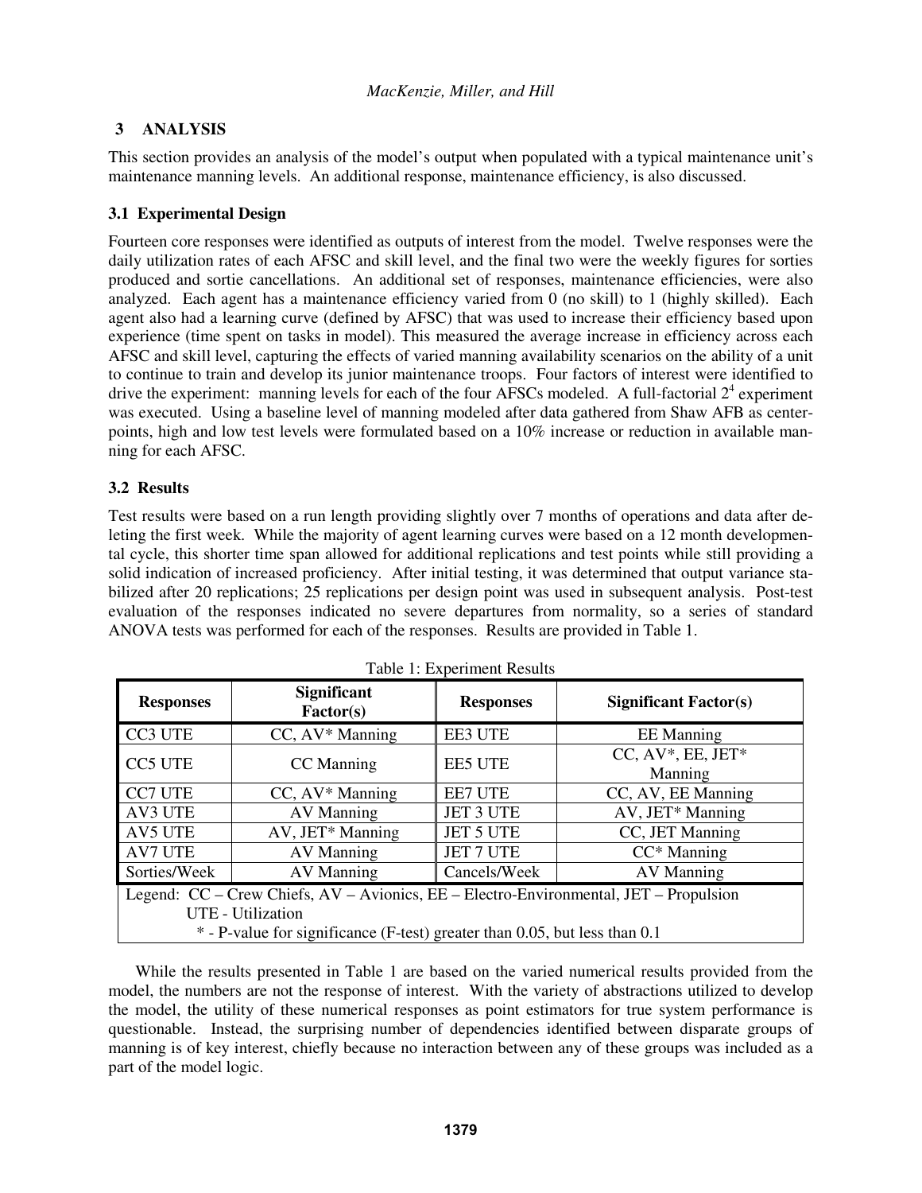## 3 ANALYSIS

This section provides an analysis of the model's output when populated with a typical maintenance unit's maintenance manning levels. An additional response, maintenance efficiency, is also discussed.

### 3.1 Experimental Design

Fourteen core responses were identified as outputs of interest from the model. Twelve responses were the daily utilization rates of each AFSC and skill level, and the final two were the weekly figures for sorties produced and sortie cancellations. An additional set of responses, maintenance efficiencies, were also analyzed. Each agent has a maintenance efficiency varied from 0 (no skill) to 1 (highly skilled). Each agent also had a learning curve (defined by AFSC) that was used to increase their efficiency based upon experience (time spent on tasks in model). This measured the average increase in efficiency across each AFSC and skill level, capturing the effects of varied manning availability scenarios on the ability of a unit to continue to train and develop its junior maintenance troops. Four factors of interest were identified to drive the experiment: manning levels for each of the four AFSCs modeled. A full-factorial $2^4$ experiment was executed. Using a baseline level of manning modeled after data gathered from Shaw AFB as center-points, high and low test levels were formulated based on a 10% increase or reduction in available manning for each AFSC.

### 3.2 Results

Test results were based on a run length providing slightly over 7 months of operations and data after deleting the first week. While the majority of agent learning curves were based on a 12 month developmental cycle, this shorter time span allowed for additional replications and test points while still providing a solid indication of increased proficiency. After initial testing, it was determined that output variance stabilized after 20 replications; 25 replications per design point was used in subsequent analysis. Post-test evaluation of the responses indicated no severe departures from normality, so a series of standard ANOVA tests was performed for each of the responses. Results are provided in Table 1.

Table 1: Experiment Results

| Responses | Significant Factor(s) | Responses | Significant Factor(s) |
|---|---|---|---|
| CC3 UTE | CC, AV* Manning | EE3 UTE | EE Manning |
| CC5 UTE | CC Manning | EE5 UTE | CC, AV*, EE, JET* Manning |
| CC7 UTE | CC, AV* Manning | EE7 UTE | CC, AV, EE Manning |
| AV3 UTE | AV Manning | JET 3 UTE | AV, JET* Manning |
| AV5 UTE | AV, JET* Manning | JET 5 UTE | CC, JET Manning |
| AV7 UTE | AV Manning | JET 7 UTE | CC* Manning |
| Sorties/Week | AV Manning | Cancels/Week | AV Manning |

Legend: CC – Crew Chiefs, AV – Avionics, EE – Electro-Environmental, JET – Propulsion
UTE - Utilization
* - P-value for significance (F-test) greater than 0.05, but less than 0.1

While the results presented in Table 1 are based on the varied numerical results provided from the model, the numbers are not the response of interest. With the variety of abstractions utilized to develop the model, the utility of these numerical responses as point estimators for true system performance is questionable. Instead, the surprising number of dependencies identified between disparate groups of manning is of key interest, chiefly because no interaction between any of these groups was included as a part of the model logic.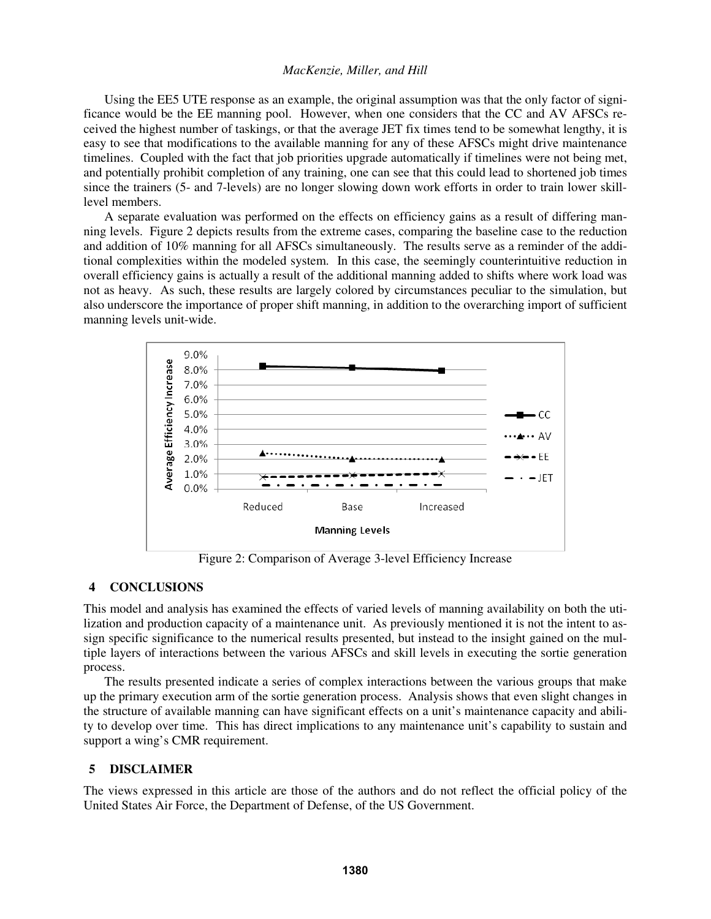Using the EE5 UTE response as an example, the original assumption was that the only factor of significance would be the EE manning pool. However, when one considers that the CC and AV AFSCs received the highest number of taskings, or that the average JET fix times tend to be somewhat lengthy, it is easy to see that modifications to the available manning for any of these AFSCs might drive maintenance timelines. Coupled with the fact that job priorities upgrade automatically if timelines were not being met, and potentially prohibit completion of any training, one can see that this could lead to shortened job times since the trainers (5- and 7-levels) are no longer slowing down work efforts in order to train lower skill-level members.

A separate evaluation was performed on the effects on efficiency gains as a result of differing manning levels. Figure 2 depicts results from the extreme cases, comparing the baseline case to the reduction and addition of 10% manning for all AFSCs simultaneously. The results serve as a reminder of the additional complexities within the modeled system. In this case, the seemingly counterintuitive reduction in overall efficiency gains is actually a result of the additional manning added to shifts where work load was not as heavy. As such, these results are largely colored by circumstances peculiar to the simulation, but also underscore the importance of proper shift manning, in addition to the overarching import of sufficient manning levels unit-wide.

Figure 2: Comparison of Average 3-level Efficiency Increase

## 4 CONCLUSIONS

This model and analysis has examined the effects of varied levels of manning availability on both the utilization and production capacity of a maintenance unit. As previously mentioned it is not the intent to assign specific significance to the numerical results presented, but instead to the insight gained on the multiple layers of interactions between the various AFSCs and skill levels in executing the sortie generation process.

The results presented indicate a series of complex interactions between the various groups that make up the primary execution arm of the sortie generation process. Analysis shows that even slight changes in the structure of available manning can have significant effects on a unit's maintenance capacity and ability to develop over time. This has direct implications to any maintenance unit's capability to sustain and support a wing's CMR requirement.

## 5 DISCLAIMER

The views expressed in this article are those of the authors and do not reflect the official policy of the United States Air Force, the Department of Defense, of the US Government.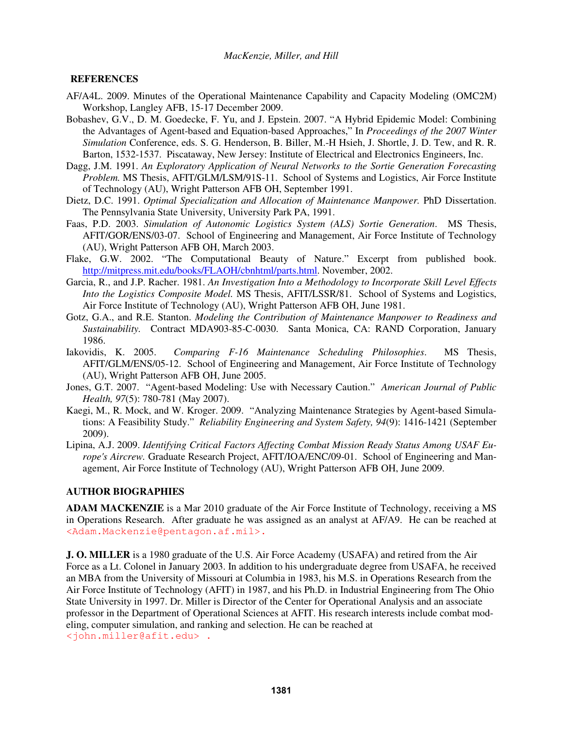## REFERENCES

AF/A4L. 2009. Minutes of the Operational Maintenance Capability and Capacity Modeling (OMC2M) Workshop, Langley AFB, 15-17 December 2009.

Bobashev, G.V., D. M. Goedecke, F. Yu, and J. Epstein. 2007. "A Hybrid Epidemic Model: Combining the Advantages of Agent-based and Equation-based Approaches," In *Proceedings of the 2007 Winter Simulation* Conference, eds. S. G. Henderson, B. Biller, M.-H Hsieh, J. Shortle, J. D. Tew, and R. R. Barton, 1532-1537. Piscataway, New Jersey: Institute of Electrical and Electronics Engineers, Inc.

Dagg, J.M. 1991. *An Exploratory Application of Neural Networks to the Sortie Generation Forecasting Problem.* MS Thesis, AFIT/GLM/LSM/91S-11. School of Systems and Logistics, Air Force Institute of Technology (AU), Wright Patterson AFB OH, September 1991.

Dietz, D.C. 1991. *Optimal Specialization and Allocation of Maintenance Manpower.* PhD Dissertation. The Pennsylvania State University, University Park PA, 1991.

Faas, P.D. 2003. *Simulation of Autonomic Logistics System (ALS) Sortie Generation*. MS Thesis, AFIT/GOR/ENS/03-07. School of Engineering and Management, Air Force Institute of Technology (AU), Wright Patterson AFB OH, March 2003.

Flake, G.W. 2002. "The Computational Beauty of Nature." Excerpt from published book. http://mitpress.mit.edu/books/FLAOH/cbnhtml/parts.html. November, 2002.

Garcia, R., and J.P. Racher. 1981. *An Investigation Into a Methodology to Incorporate Skill Level Effects Into the Logistics Composite Model.* MS Thesis, AFIT/LSSR/81. School of Systems and Logistics, Air Force Institute of Technology (AU), Wright Patterson AFB OH, June 1981.

Gotz, G.A., and R.E. Stanton. *Modeling the Contribution of Maintenance Manpower to Readiness and Sustainability.* Contract MDA903-85-C-0030. Santa Monica, CA: RAND Corporation, January 1986.

Iakovidis, K. 2005. *Comparing F-16 Maintenance Scheduling Philosophies*. MS Thesis, AFIT/GLM/ENS/05-12. School of Engineering and Management, Air Force Institute of Technology (AU), Wright Patterson AFB OH, June 2005.

Jones, G.T. 2007. "Agent-based Modeling: Use with Necessary Caution." *American Journal of Public Health, 97*(5): 780-781 (May 2007).

Kaegi, M., R. Mock, and W. Kroger. 2009. "Analyzing Maintenance Strategies by Agent-based Simulations: A Feasibility Study." *Reliability Engineering and System Safety, 94*(9): 1416-1421 (September 2009).

Lipina, A.J. 2009. *Identifying Critical Factors Affecting Combat Mission Ready Status Among USAF Europe's Aircrew.* Graduate Research Project, AFIT/IOA/ENC/09-01. School of Engineering and Management, Air Force Institute of Technology (AU), Wright Patterson AFB OH, June 2009.

## AUTHOR BIOGRAPHIES

**ADAM MACKENZIE** is a Mar 2010 graduate of the Air Force Institute of Technology, receiving a MS in Operations Research. After graduate he was assigned as an analyst at AF/A9. He can be reached at <Adam.Mackenzie@pentagon.af.mil>.

**J. O. MILLER** is a 1980 graduate of the U.S. Air Force Academy (USAFA) and retired from the Air Force as a Lt. Colonel in January 2003. In addition to his undergraduate degree from USAFA, he received an MBA from the University of Missouri at Columbia in 1983, his M.S. in Operations Research from the Air Force Institute of Technology (AFIT) in 1987, and his Ph.D. in Industrial Engineering from The Ohio State University in 1997. Dr. Miller is Director of the Center for Operational Analysis and an associate professor in the Department of Operational Sciences at AFIT. His research interests include combat modeling, computer simulation, and ranking and selection. He can be reached at <john.miller@afit.edu> .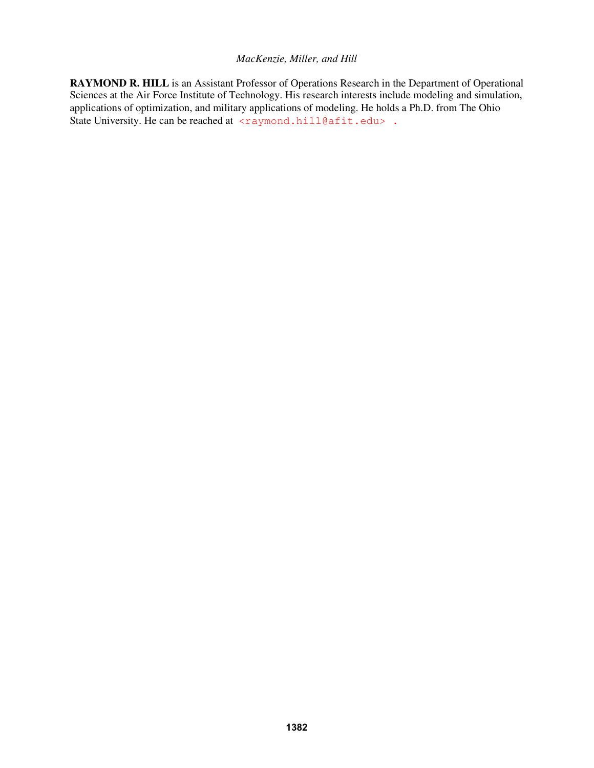**RAYMOND R. HILL** is an Assistant Professor of Operations Research in the Department of Operational Sciences at the Air Force Institute of Technology. His research interests include modeling and simulation, applications of optimization, and military applications of modeling. He holds a Ph.D. from The Ohio State University. He can be reached at <raymond.hill@afit.edu> .